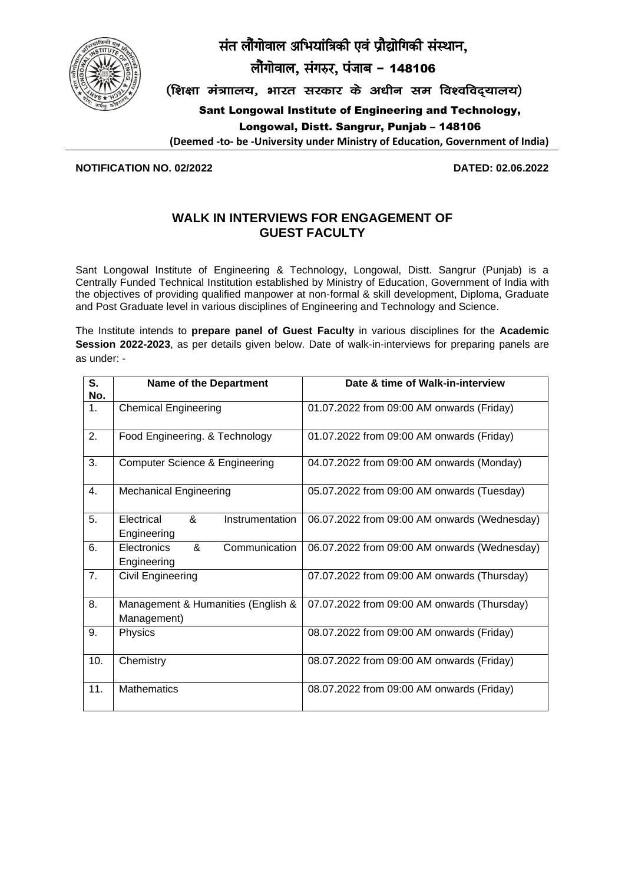# संत लौंगोवाल अभियांत्रिकी एवं प्रौद्योगिकी संस्थान,

## लौंगोवाल, संगरुर, पंजाब – 148106

**(शिक्षा मंत्रालय, भारत सरकार के अधीन सम विश्वविद्यालय)**

**Sant Longowal Institute of Engineering and Technology,**

**Longowal, Distt. Sangrur, Punjab – 148106**

**(Deemed -to- be -University under Ministry of Education, Government of India)**

---

**NOTIFICATION NO. 02/2022** **DATED: 02.06.2022**

## WALK IN INTERVIEWS FOR ENGAGEMENT OF GUEST FACULTY

Sant Longowal Institute of Engineering & Technology, Longowal, Distt. Sangrur (Punjab) is a Centrally Funded Technical Institution established by Ministry of Education, Government of India with the objectives of providing qualified manpower at non-formal & skill development, Diploma, Graduate and Post Graduate level in various disciplines of Engineering and Technology and Science.

The Institute intends to **prepare panel of Guest Faculty** in various disciplines for the **Academic Session 2022-2023**, as per details given below. Date of walk-in-interviews for preparing panels are as under: -

| S. No. | Name of the Department | Date & time of Walk-in-interview |
|---|---|---|
| 1. | Chemical Engineering | 01.07.2022 from 09:00 AM onwards (Friday) |
| 2. | Food Engineering. & Technology | 01.07.2022 from 09:00 AM onwards (Friday) |
| 3. | Computer Science & Engineering | 04.07.2022 from 09:00 AM onwards (Monday) |
| 4. | Mechanical Engineering | 05.07.2022 from 09:00 AM onwards (Tuesday) |
| 5. | Electrical & Instrumentation Engineering | 06.07.2022 from 09:00 AM onwards (Wednesday) |
| 6. | Electronics & Communication Engineering | 06.07.2022 from 09:00 AM onwards (Wednesday) |
| 7. | Civil Engineering | 07.07.2022 from 09:00 AM onwards (Thursday) |
| 8. | Management & Humanities (English & Management) | 07.07.2022 from 09:00 AM onwards (Thursday) |
| 9. | Physics | 08.07.2022 from 09:00 AM onwards (Friday) |
| 10. | Chemistry | 08.07.2022 from 09:00 AM onwards (Friday) |
| 11. | Mathematics | 08.07.2022 from 09:00 AM onwards (Friday) |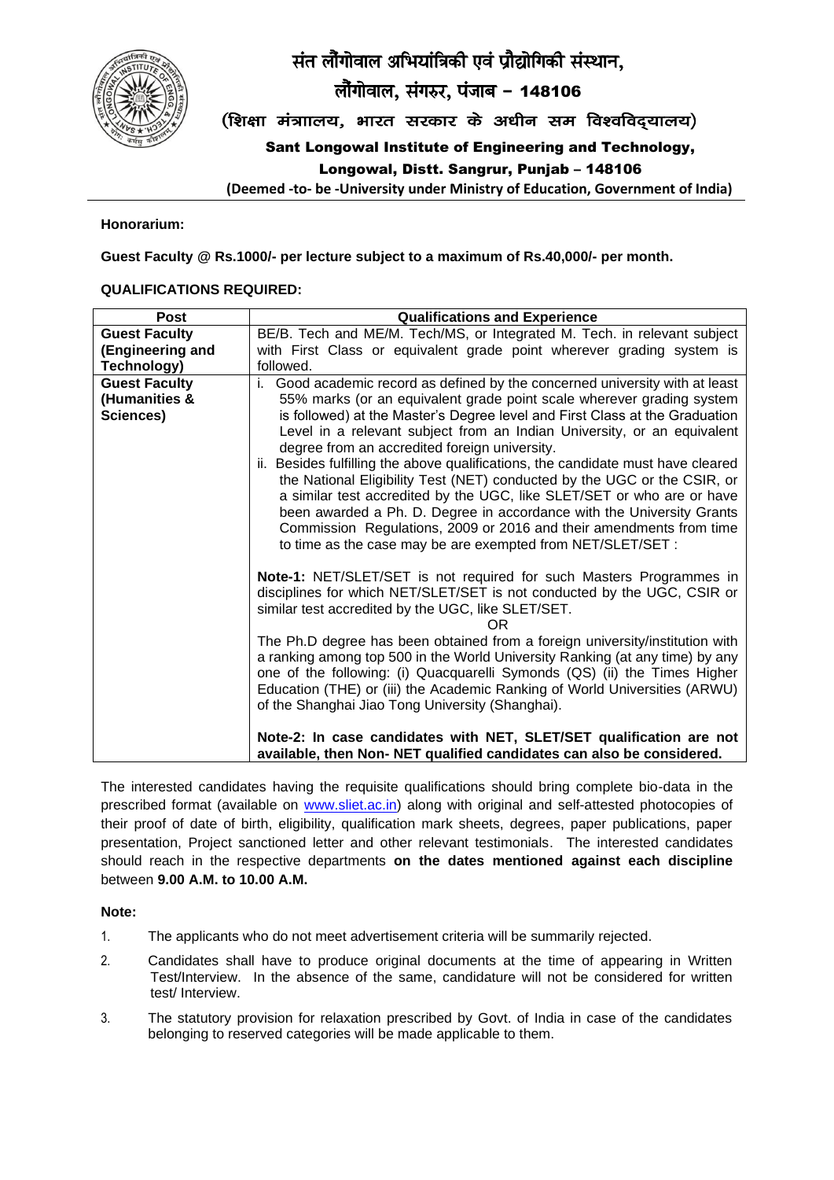**Honorarium:**

**Guest Faculty @ Rs.1000/- per lecture subject to a maximum of Rs.40,000/- per month.**

**QUALIFICATIONS REQUIRED:**

| Post | Qualifications and Experience |
|---|---|
| **Guest Faculty (Engineering and Technology)** | BE/B. Tech and ME/M. Tech/MS, or Integrated M. Tech. in relevant subject with First Class or equivalent grade point wherever grading system is followed. |
| **Guest Faculty (Humanities & Sciences)** | i. Good academic record as defined by the concerned university with at least 55% marks (or an equivalent grade point scale wherever grading system is followed) at the Master's Degree level and First Class at the Graduation Level in a relevant subject from an Indian University, or an equivalent degree from an accredited foreign university.<br>ii. Besides fulfilling the above qualifications, the candidate must have cleared the National Eligibility Test (NET) conducted by the UGC or the CSIR, or a similar test accredited by the UGC, like SLET/SET or who are or have been awarded a Ph. D. Degree in accordance with the University Grants Commission Regulations, 2009 or 2016 and their amendments from time to time as the case may be are exempted from NET/SLET/SET :<br><br>**Note-1:** NET/SLET/SET is not required for such Masters Programmes in disciplines for which NET/SLET/SET is not conducted by the UGC, CSIR or similar test accredited by the UGC, like SLET/SET.<br>OR<br>The Ph.D degree has been obtained from a foreign university/institution with a ranking among top 500 in the World University Ranking (at any time) by any one of the following: (i) Quacquarelli Symonds (QS) (ii) the Times Higher Education (THE) or (iii) the Academic Ranking of World Universities (ARWU) of the Shanghai Jiao Tong University (Shanghai).<br><br>**Note-2: In case candidates with NET, SLET/SET qualification are not available, then Non- NET qualified candidates can also be considered.** |

The interested candidates having the requisite qualifications should bring complete bio-data in the prescribed format (available on www.sliet.ac.in) along with original and self-attested photocopies of their proof of date of birth, eligibility, qualification mark sheets, degrees, paper publications, paper presentation, Project sanctioned letter and other relevant testimonials. The interested candidates should reach in the respective departments **on the dates mentioned against each discipline** between **9.00 A.M. to 10.00 A.M.**

**Note:**

1. The applicants who do not meet advertisement criteria will be summarily rejected.
2. Candidates shall have to produce original documents at the time of appearing in Written Test/Interview. In the absence of the same, candidature will not be considered for written test/ Interview.
3. The statutory provision for relaxation prescribed by Govt. of India in case of the candidates belonging to reserved categories will be made applicable to them.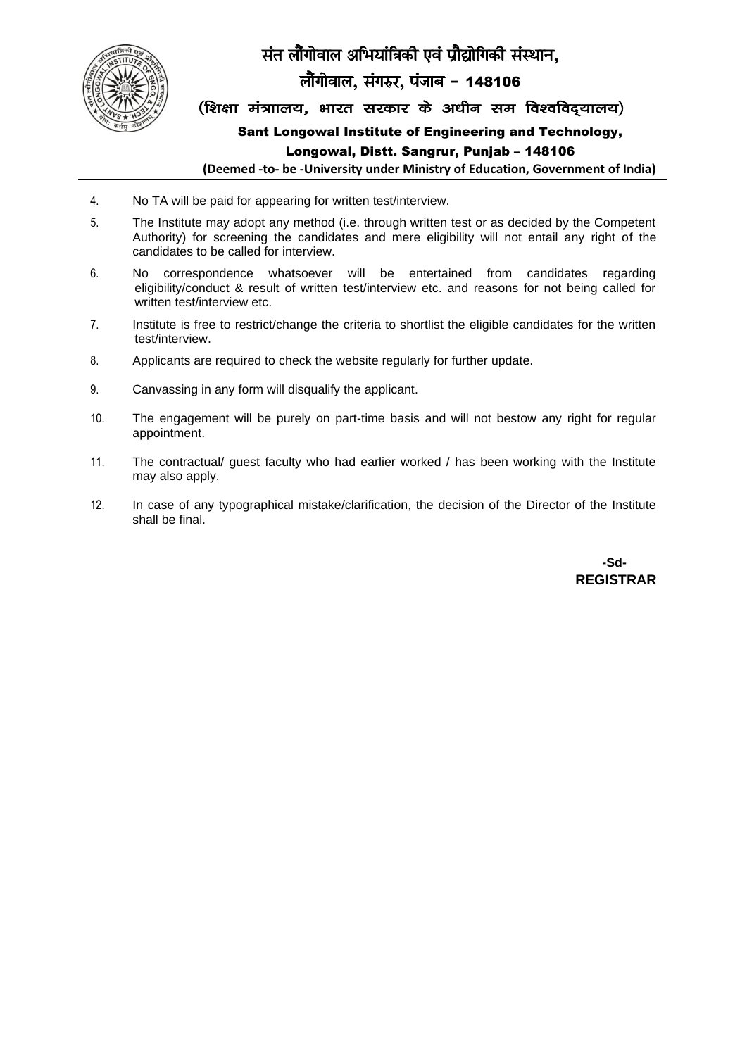4. No TA will be paid for appearing for written test/interview.
5. The Institute may adopt any method (i.e. through written test or as decided by the Competent Authority) for screening the candidates and mere eligibility will not entail any right of the candidates to be called for interview.
6. No correspondence whatsoever will be entertained from candidates regarding eligibility/conduct & result of written test/interview etc. and reasons for not being called for written test/interview etc.
7. Institute is free to restrict/change the criteria to shortlist the eligible candidates for the written test/interview.
8. Applicants are required to check the website regularly for further update.
9. Canvassing in any form will disqualify the applicant.
10. The engagement will be purely on part-time basis and will not bestow any right for regular appointment.
11. The contractual/ guest faculty who had earlier worked / has been working with the Institute may also apply.
12. In case of any typographical mistake/clarification, the decision of the Director of the Institute shall be final.

**-Sd-**
**REGISTRAR**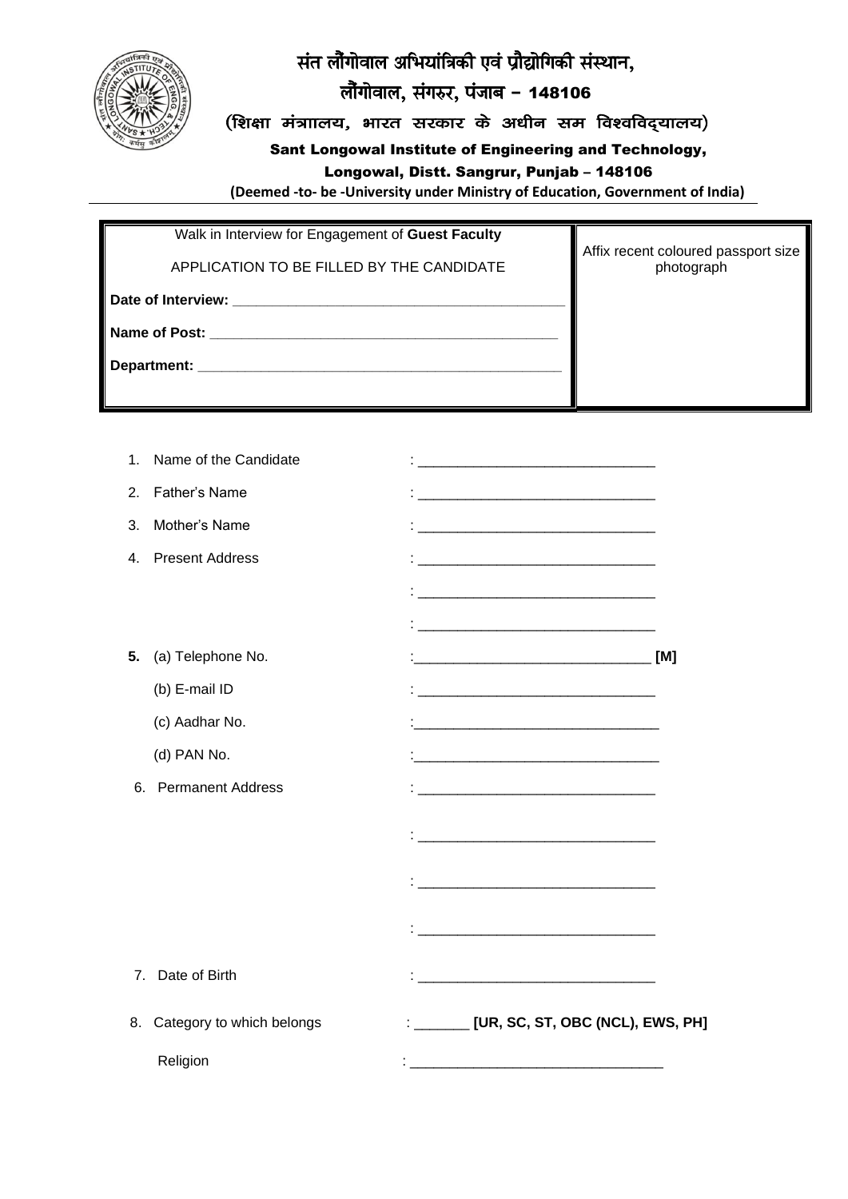# संत लौंगोवाल अभियांत्रिकी एवं प्रौद्योगिकी संस्थान,

## लौंगोवाल, संगरुर, पंजाब – 148106

(शिक्षा मंत्रालय, भारत सरकार के अधीन सम विश्वविद्यालय)

**Sant Longowal Institute of Engineering and Technology,**

**Longowal, Distt. Sangrur, Punjab – 148106**

**(Deemed -to- be -University under Ministry of Education, Government of India)**

| Walk in Interview for Engagement of **Guest Faculty** | Affix recent coloured passport size photograph |
|---|---|
| APPLICATION TO BE FILLED BY THE CANDIDATE | |
| **Date of Interview:** ____________________________________________ | |
| **Name of Post:** ____________________________________________ | |
| **Department:** ____________________________________________ | |

1. Name of the Candidate : ______________________________
2. Father's Name : ______________________________
3. Mother's Name : ______________________________
4. Present Address : ______________________________

   : ______________________________

   : ______________________________

5. **(a)** Telephone No. :______________________________ **[M]**

   (b) E-mail ID : ______________________________

   (c) Aadhar No. :______________________________

   (d) PAN No. :______________________________

6. Permanent Address : ______________________________

   : ______________________________

   : ______________________________

   : ______________________________

7. Date of Birth : ______________________________
8. Category to which belongs : _______ **[UR, SC, ST, OBC (NCL), EWS, PH]**

   Religion : ______________________________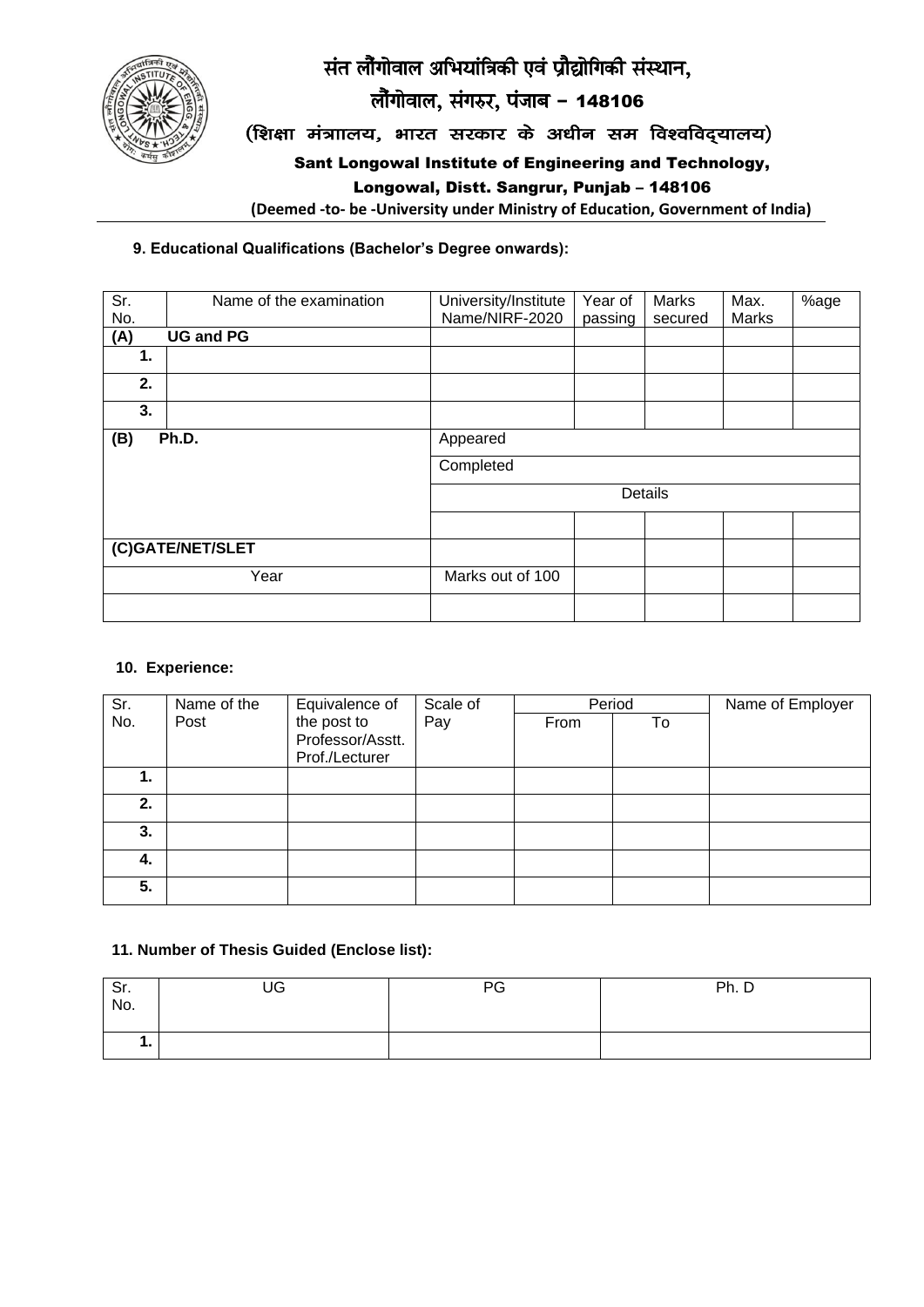# संत लौंगोवाल अभियांत्रिकी एवं प्रौद्योगिकी संस्थान,

## लौंगोवाल, संगरुर, पंजाब – 148106

### (शिक्षा मंत्रालय, भारत सरकार के अधीन सम विश्वविद्यालय)

### Sant Longowal Institute of Engineering and Technology,

### Longowal, Distt. Sangrur, Punjab – 148106

**(Deemed -to- be -University under Ministry of Education, Government of India)**

**9. Educational Qualifications (Bachelor's Degree onwards):**

| Sr. No. | Name of the examination | University/Institute Name/NIRF-2020 | Year of passing | Marks secured | Max. Marks | %age |
|---|---|---|---|---|---|---|
| **(A)** | **UG and PG** | | | | | |
| **1.** | | | | | | |
| **2.** | | | | | | |
| **3.** | | | | | | |
| **(B)** | **Ph.D.** | Appeared | | | | |
| | | Completed | | | | |
| | | Details | | | | |
| | | | | | | |
| **(C)GATE/NET/SLET** | | | | | | |
| Year | | Marks out of 100 | | | | |
| | | | | | | |

**10. Experience:**

| Sr. No. | Name of the Post | Equivalence of the post to Professor/Asstt. Prof./Lecturer | Scale of Pay | Period | | Name of Employer |
|---|---|---|---|---|---|---|
| | | | | From | To | |
| **1.** | | | | | | |
| **2.** | | | | | | |
| **3.** | | | | | | |
| **4.** | | | | | | |
| **5.** | | | | | | |

**11. Number of Thesis Guided (Enclose list):**

| Sr. No. | UG | PG | Ph. D |
|---|---|---|---|
| **1.** | | | |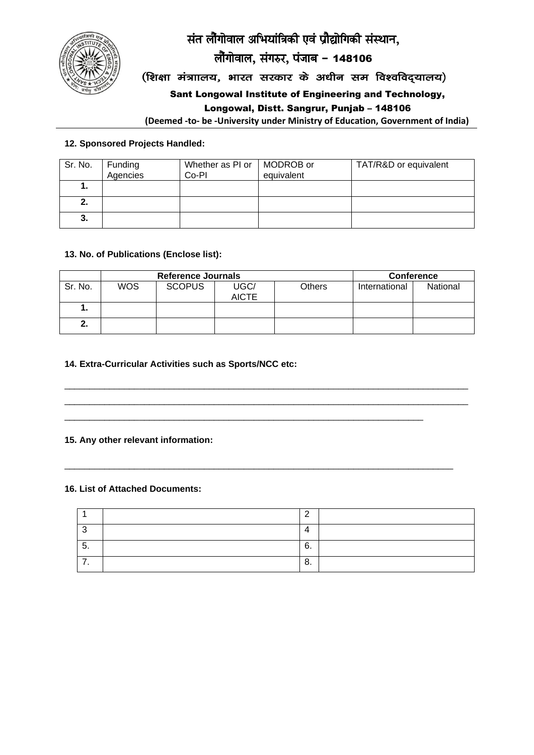# संत लौंगोवाल अभियांत्रिकी एवं प्रौद्योगिकी संस्थान,

## लौंगोवाल, संगरुर, पंजाब – 148106

(शिक्षा मंत्रालय, भारत सरकार के अधीन सम विश्वविद्यालय)

**Sant Longowal Institute of Engineering and Technology,**

**Longowal, Distt. Sangrur, Punjab – 148106**

**(Deemed -to- be -University under Ministry of Education, Government of India)**

---

**12. Sponsored Projects Handled:**

| Sr. No. | Funding Agencies | Whether as PI or Co-PI | MODROB or equivalent | TAT/R&D or equivalent |
|---|---|---|---|---|
| **1.** | | | | |
| **2.** | | | | |
| **3.** | | | | |

**13. No. of Publications (Enclose list):**

| | **Reference Journals** | | | | **Conference** | |
|---|---|---|---|---|---|---|
| Sr. No. | WOS | SCOPUS | UGC/ AICTE | Others | International | National |
| **1.** | | | | | | |
| **2.** | | | | | | |

**14. Extra-Curricular Activities such as Sports/NCC etc:**

_______________________________________________________________________________

_______________________________________________________________________________

_______________________________________________________________________

**15. Any other relevant information:**

_____________________________________________________________________________

**16. List of Attached Documents:**

| 1 | | 2 | |
|---|---|---|---|
| 3 | | 4 | |
| 5. | | 6. | |
| 7. | | 8. | |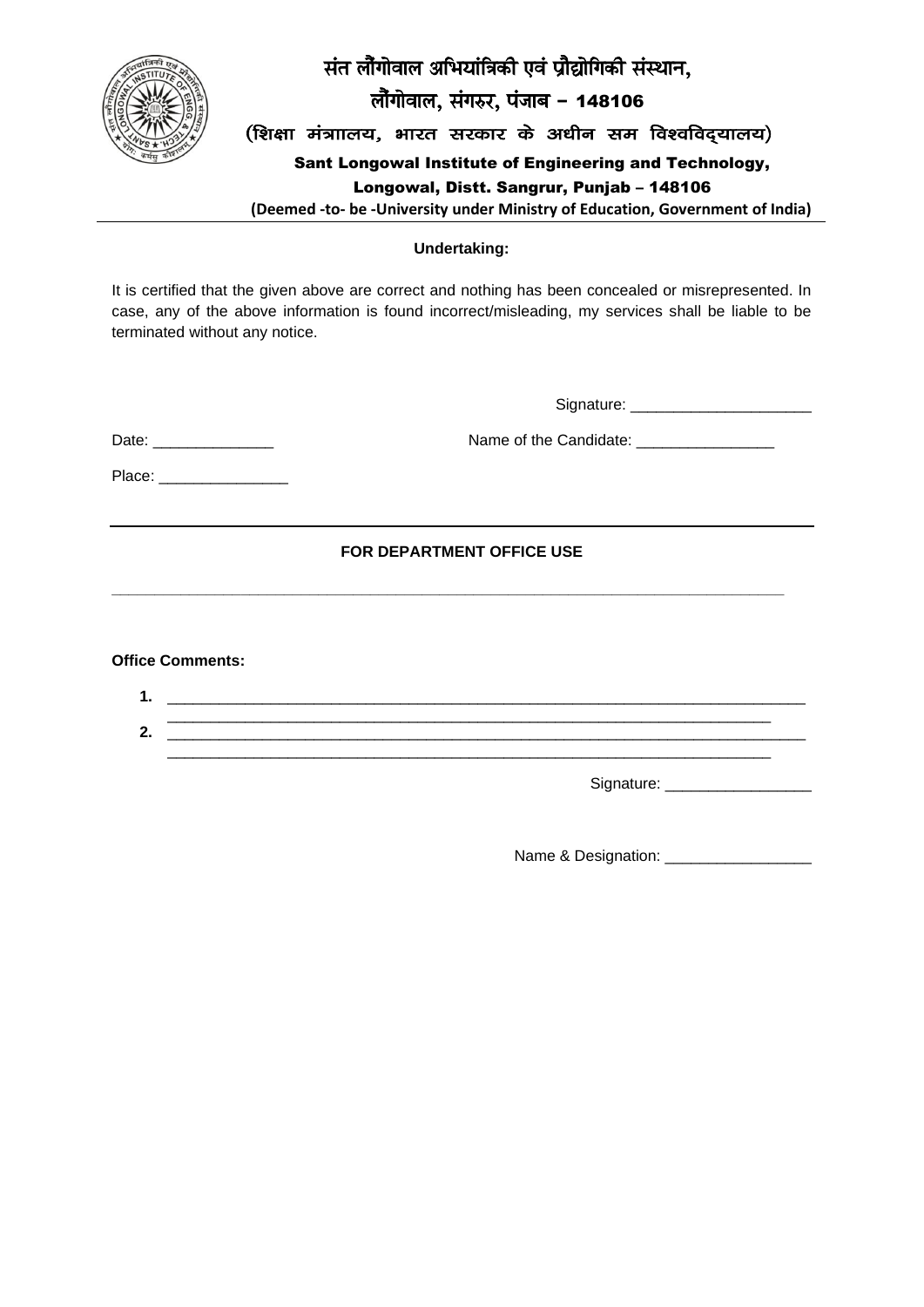संत लौंगोवाल अभियांत्रिकी एवं प्रौद्योगिकी संस्थान,

लौंगोवाल, संगरुर, पंजाब – 148106

(शिक्षा मंत्रालय, भारत सरकार के अधीन सम विश्वविद्यालय)

**Sant Longowal Institute of Engineering and Technology,**

**Longowal, Distt. Sangrur, Punjab – 148106**

**(Deemed -to- be -University under Ministry of Education, Government of India)**

---

**Undertaking:**

It is certified that the given above are correct and nothing has been concealed or misrepresented. In case, any of the above information is found incorrect/misleading, my services shall be liable to be terminated without any notice.

Signature: ____________________

Date: ______________ Name of the Candidate: ________________

Place: _______________

---

**FOR DEPARTMENT OFFICE USE**

---

**Office Comments:**

1. ______________________________________________________________________________
2. ______________________________________________________________________________

Signature: _________________

Name & Designation: _________________